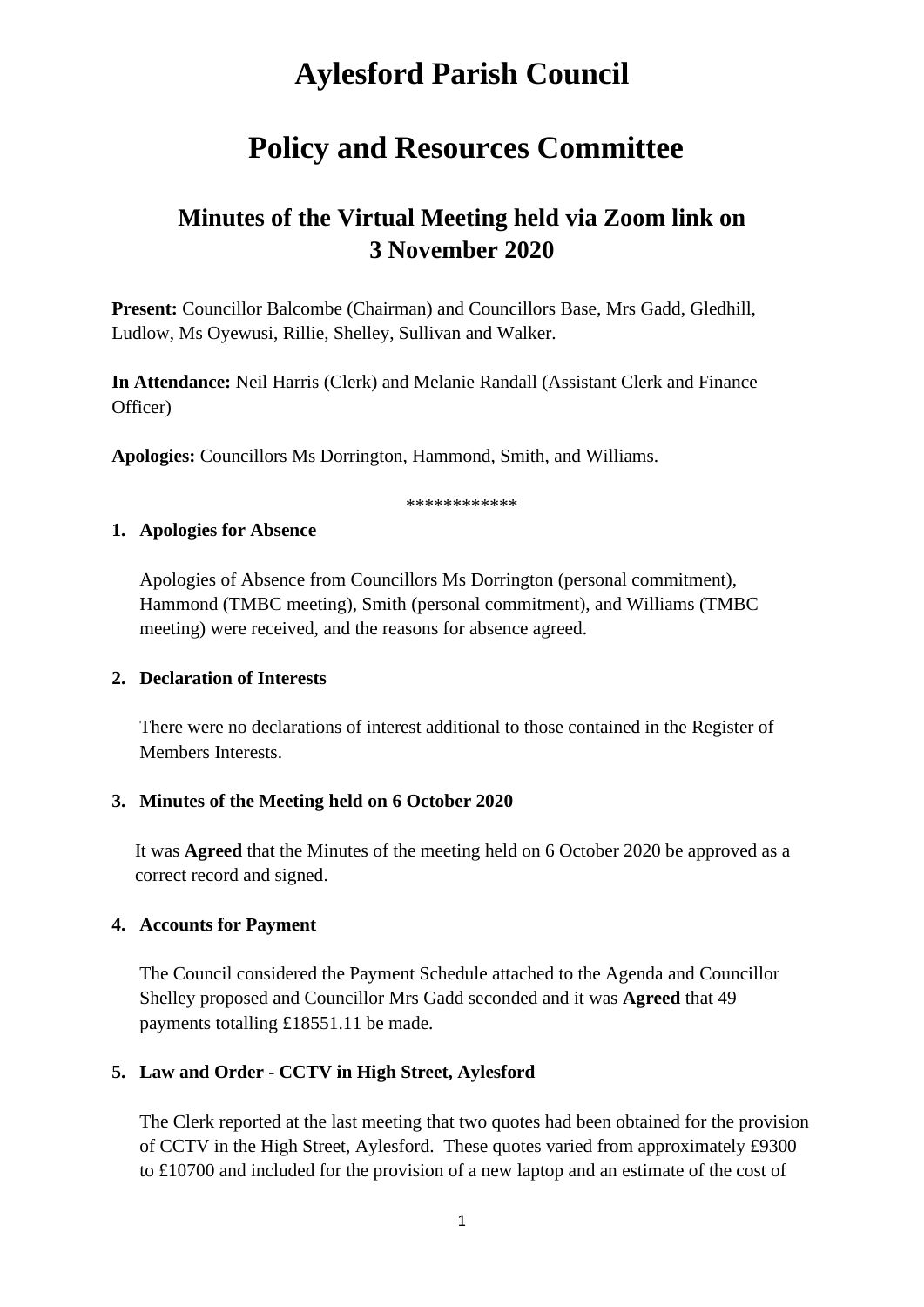# Aylesford Parish Council

# Policy and Resources Committee

## Minutes of the Virtual Meeting held via Zoom link on 3 November 2020

**Present:** Councillor Balcombe (Chairman) and Councillors Base, Mrs Gadd, Gledhill, Ludlow, Ms Oyewusi, Rillie, Shelley, Sullivan and Walker.

**In Attendance:** Neil Harris (Clerk) and Melanie Randall (Assistant Clerk and Finance Officer)

**Apologies:** Councillors Ms Dorrington, Hammond, Smith, and Williams.

************

**1. Apologies for Absence**

Apologies of Absence from Councillors Ms Dorrington (personal commitment), Hammond (TMBC meeting), Smith (personal commitment), and Williams (TMBC meeting) were received, and the reasons for absence agreed.

**2. Declaration of Interests**

There were no declarations of interest additional to those contained in the Register of Members Interests.

**3. Minutes of the Meeting held on 6 October 2020**

It was **Agreed** that the Minutes of the meeting held on 6 October 2020 be approved as a correct record and signed.

**4. Accounts for Payment**

The Council considered the Payment Schedule attached to the Agenda and Councillor Shelley proposed and Councillor Mrs Gadd seconded and it was **Agreed** that 49 payments totalling £18551.11 be made.

**5. Law and Order - CCTV in High Street, Aylesford**

The Clerk reported at the last meeting that two quotes had been obtained for the provision of CCTV in the High Street, Aylesford. These quotes varied from approximately £9300 to £10700 and included for the provision of a new laptop and an estimate of the cost of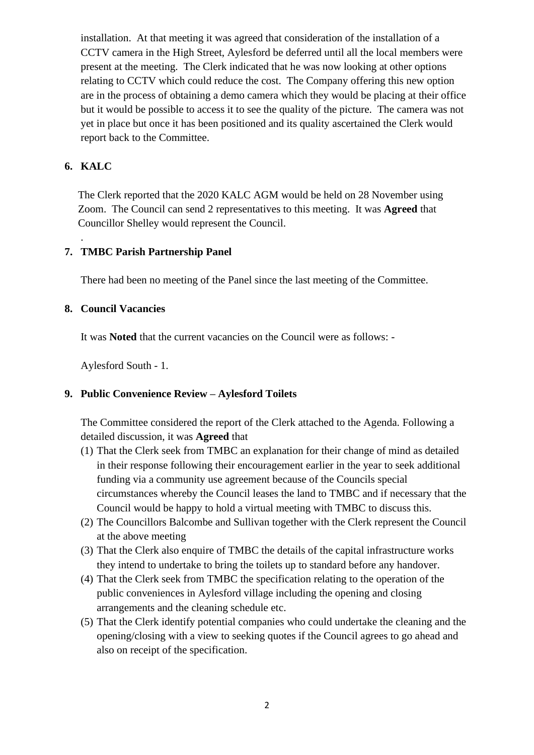installation. At that meeting it was agreed that consideration of the installation of a CCTV camera in the High Street, Aylesford be deferred until all the local members were present at the meeting. The Clerk indicated that he was now looking at other options relating to CCTV which could reduce the cost. The Company offering this new option are in the process of obtaining a demo camera which they would be placing at their office but it would be possible to access it to see the quality of the picture. The camera was not yet in place but once it has been positioned and its quality ascertained the Clerk would report back to the Committee.

**6. KALC**

The Clerk reported that the 2020 KALC AGM would be held on 28 November using Zoom. The Council can send 2 representatives to this meeting. It was **Agreed** that Councillor Shelley would represent the Council.

.

**7. TMBC Parish Partnership Panel**

There had been no meeting of the Panel since the last meeting of the Committee.

**8. Council Vacancies**

It was **Noted** that the current vacancies on the Council were as follows: -

Aylesford South - 1.

**9. Public Convenience Review – Aylesford Toilets**

The Committee considered the report of the Clerk attached to the Agenda. Following a detailed discussion, it was **Agreed** that

(1) That the Clerk seek from TMBC an explanation for their change of mind as detailed in their response following their encouragement earlier in the year to seek additional funding via a community use agreement because of the Councils special circumstances whereby the Council leases the land to TMBC and if necessary that the Council would be happy to hold a virtual meeting with TMBC to discuss this.
(2) The Councillors Balcombe and Sullivan together with the Clerk represent the Council at the above meeting
(3) That the Clerk also enquire of TMBC the details of the capital infrastructure works they intend to undertake to bring the toilets up to standard before any handover.
(4) That the Clerk seek from TMBC the specification relating to the operation of the public conveniences in Aylesford village including the opening and closing arrangements and the cleaning schedule etc.
(5) That the Clerk identify potential companies who could undertake the cleaning and the opening/closing with a view to seeking quotes if the Council agrees to go ahead and also on receipt of the specification.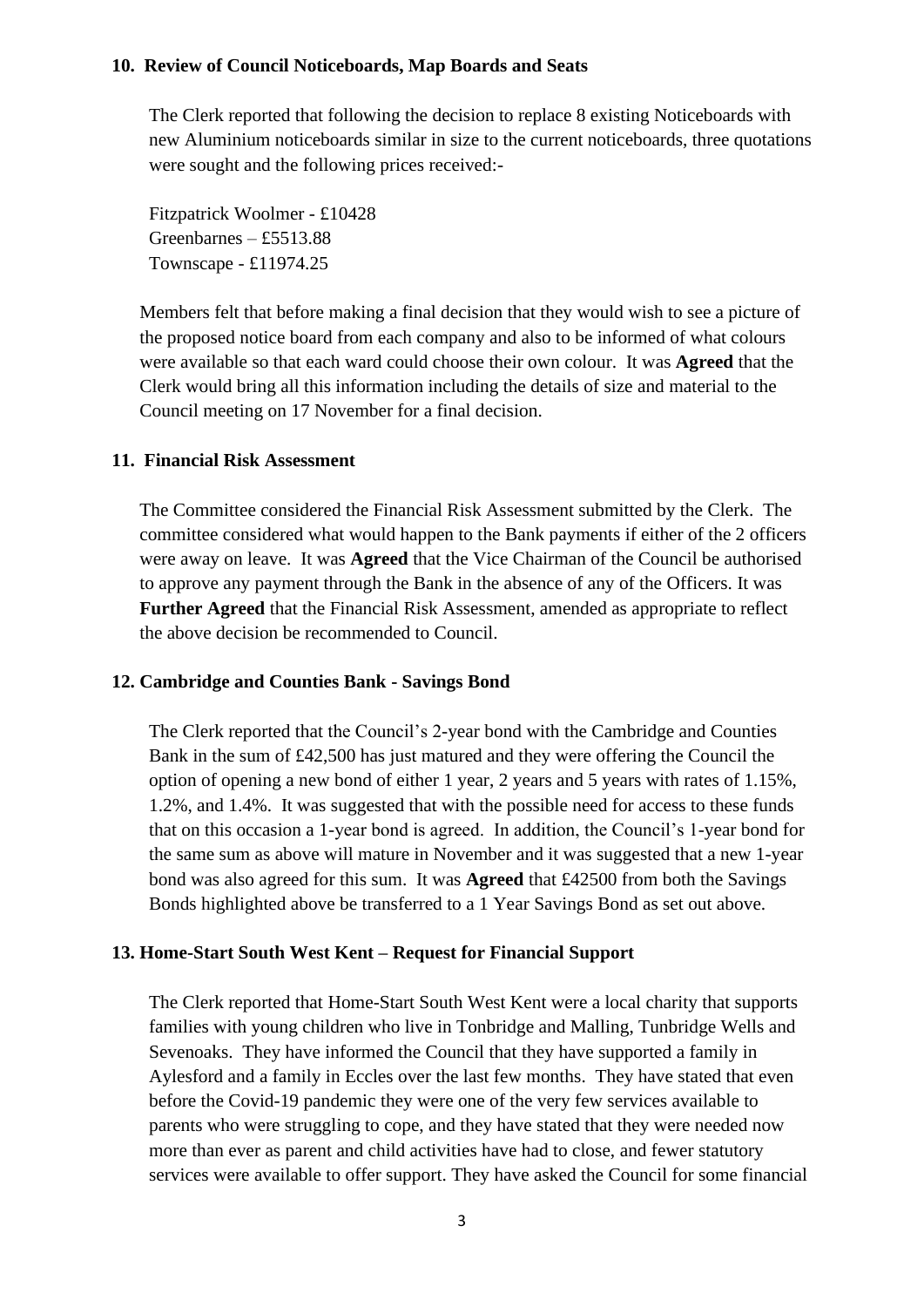**10. Review of Council Noticeboards, Map Boards and Seats**

The Clerk reported that following the decision to replace 8 existing Noticeboards with new Aluminium noticeboards similar in size to the current noticeboards, three quotations were sought and the following prices received:-

Fitzpatrick Woolmer - £10428
Greenbarnes – £5513.88
Townscape - £11974.25

Members felt that before making a final decision that they would wish to see a picture of the proposed notice board from each company and also to be informed of what colours were available so that each ward could choose their own colour. It was **Agreed** that the Clerk would bring all this information including the details of size and material to the Council meeting on 17 November for a final decision.

**11. Financial Risk Assessment**

The Committee considered the Financial Risk Assessment submitted by the Clerk. The committee considered what would happen to the Bank payments if either of the 2 officers were away on leave. It was **Agreed** that the Vice Chairman of the Council be authorised to approve any payment through the Bank in the absence of any of the Officers. It was **Further Agreed** that the Financial Risk Assessment, amended as appropriate to reflect the above decision be recommended to Council.

**12. Cambridge and Counties Bank - Savings Bond**

The Clerk reported that the Council's 2-year bond with the Cambridge and Counties Bank in the sum of £42,500 has just matured and they were offering the Council the option of opening a new bond of either 1 year, 2 years and 5 years with rates of 1.15%, 1.2%, and 1.4%. It was suggested that with the possible need for access to these funds that on this occasion a 1-year bond is agreed. In addition, the Council's 1-year bond for the same sum as above will mature in November and it was suggested that a new 1-year bond was also agreed for this sum. It was **Agreed** that £42500 from both the Savings Bonds highlighted above be transferred to a 1 Year Savings Bond as set out above.

**13. Home-Start South West Kent – Request for Financial Support**

The Clerk reported that Home-Start South West Kent were a local charity that supports families with young children who live in Tonbridge and Malling, Tunbridge Wells and Sevenoaks. They have informed the Council that they have supported a family in Aylesford and a family in Eccles over the last few months. They have stated that even before the Covid-19 pandemic they were one of the very few services available to parents who were struggling to cope, and they have stated that they were needed now more than ever as parent and child activities have had to close, and fewer statutory services were available to offer support. They have asked the Council for some financial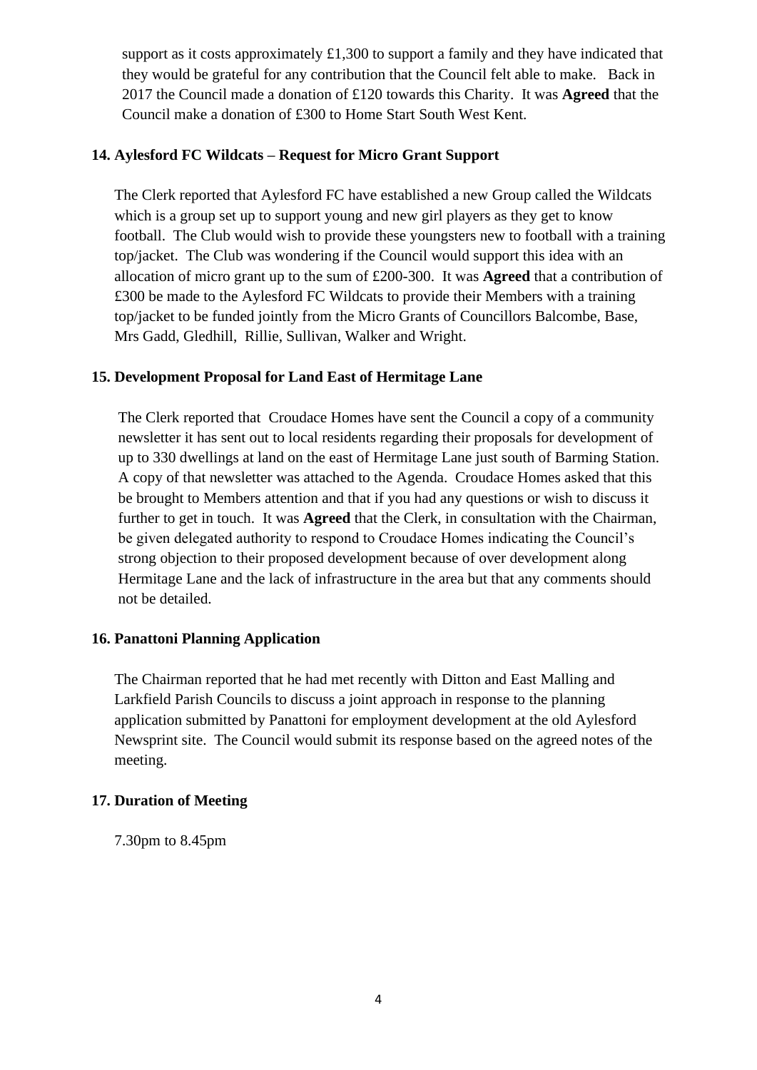support as it costs approximately £1,300 to support a family and they have indicated that they would be grateful for any contribution that the Council felt able to make. Back in 2017 the Council made a donation of £120 towards this Charity. It was **Agreed** that the Council make a donation of £300 to Home Start South West Kent.

**14. Aylesford FC Wildcats – Request for Micro Grant Support**

The Clerk reported that Aylesford FC have established a new Group called the Wildcats which is a group set up to support young and new girl players as they get to know football. The Club would wish to provide these youngsters new to football with a training top/jacket. The Club was wondering if the Council would support this idea with an allocation of micro grant up to the sum of £200-300. It was **Agreed** that a contribution of £300 be made to the Aylesford FC Wildcats to provide their Members with a training top/jacket to be funded jointly from the Micro Grants of Councillors Balcombe, Base, Mrs Gadd, Gledhill, Rillie, Sullivan, Walker and Wright.

**15. Development Proposal for Land East of Hermitage Lane**

The Clerk reported that Croudace Homes have sent the Council a copy of a community newsletter it has sent out to local residents regarding their proposals for development of up to 330 dwellings at land on the east of Hermitage Lane just south of Barming Station. A copy of that newsletter was attached to the Agenda. Croudace Homes asked that this be brought to Members attention and that if you had any questions or wish to discuss it further to get in touch. It was **Agreed** that the Clerk, in consultation with the Chairman, be given delegated authority to respond to Croudace Homes indicating the Council's strong objection to their proposed development because of over development along Hermitage Lane and the lack of infrastructure in the area but that any comments should not be detailed.

**16. Panattoni Planning Application**

The Chairman reported that he had met recently with Ditton and East Malling and Larkfield Parish Councils to discuss a joint approach in response to the planning application submitted by Panattoni for employment development at the old Aylesford Newsprint site. The Council would submit its response based on the agreed notes of the meeting.

**17. Duration of Meeting**

7.30pm to 8.45pm